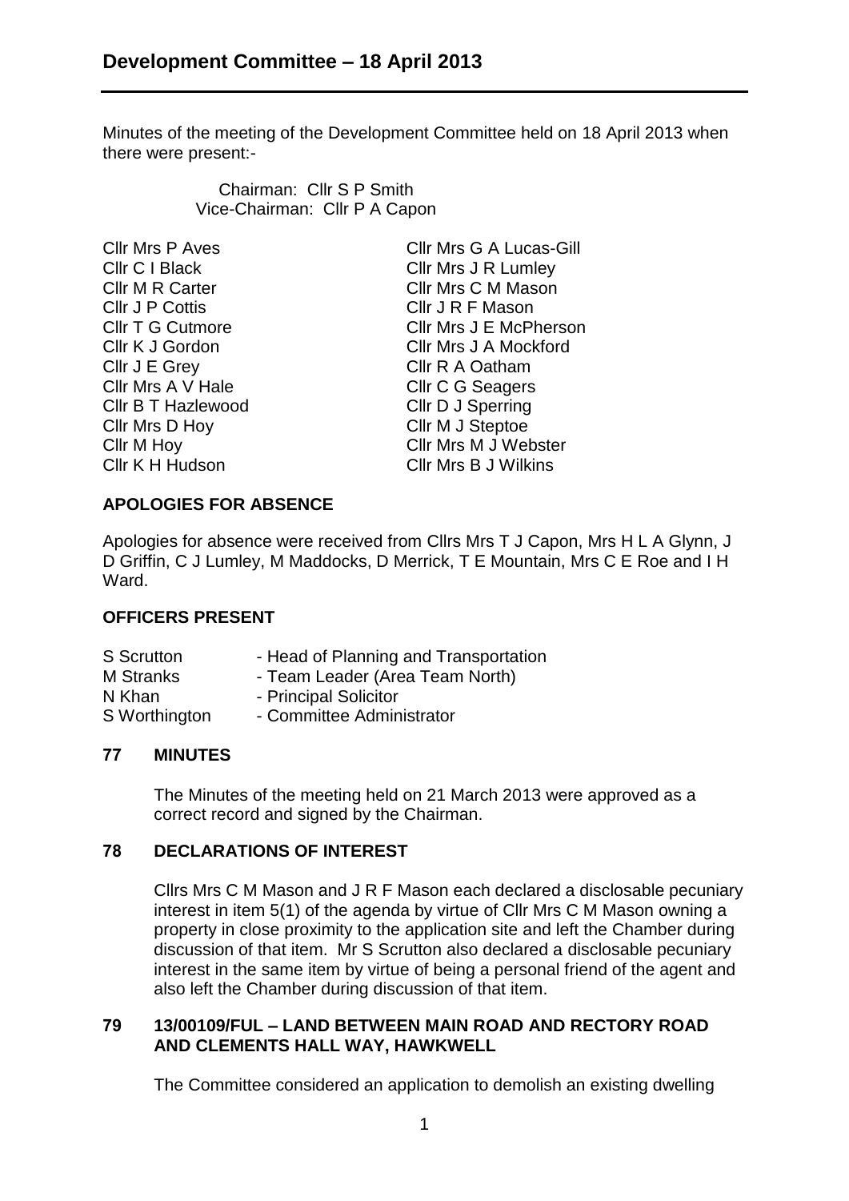# Development Committee – 18 April 2013

Minutes of the meeting of the Development Committee held on 18 April 2013 when there were present:-

Chairman: Cllr S P Smith
Vice-Chairman: Cllr P A Capon

Cllr Mrs P Aves
Cllr C I Black
Cllr M R Carter
Cllr J P Cottis
Cllr T G Cutmore
Cllr K J Gordon
Cllr J E Grey
Cllr Mrs A V Hale
Cllr B T Hazlewood
Cllr Mrs D Hoy
Cllr M Hoy
Cllr K H Hudson
Cllr Mrs G A Lucas-Gill
Cllr Mrs J R Lumley
Cllr Mrs C M Mason
Cllr J R F Mason
Cllr Mrs J E McPherson
Cllr Mrs J A Mockford
Cllr R A Oatham
Cllr C G Seagers
Cllr D J Sperring
Cllr M J Steptoe
Cllr Mrs M J Webster
Cllr Mrs B J Wilkins

## APOLOGIES FOR ABSENCE

Apologies for absence were received from Cllrs Mrs T J Capon, Mrs H L A Glynn, J D Griffin, C J Lumley, M Maddocks, D Merrick, T E Mountain, Mrs C E Roe and I H Ward.

## OFFICERS PRESENT

| | |
|---|---|
| S Scrutton | - Head of Planning and Transportation |
| M Stranks | - Team Leader (Area Team North) |
| N Khan | - Principal Solicitor |
| S Worthington | - Committee Administrator |

## 77 MINUTES

The Minutes of the meeting held on 21 March 2013 were approved as a correct record and signed by the Chairman.

## 78 DECLARATIONS OF INTEREST

Cllrs Mrs C M Mason and J R F Mason each declared a disclosable pecuniary interest in item 5(1) of the agenda by virtue of Cllr Mrs C M Mason owning a property in close proximity to the application site and left the Chamber during discussion of that item. Mr S Scrutton also declared a disclosable pecuniary interest in the same item by virtue of being a personal friend of the agent and also left the Chamber during discussion of that item.

## 79 13/00109/FUL – LAND BETWEEN MAIN ROAD AND RECTORY ROAD AND CLEMENTS HALL WAY, HAWKWELL

The Committee considered an application to demolish an existing dwelling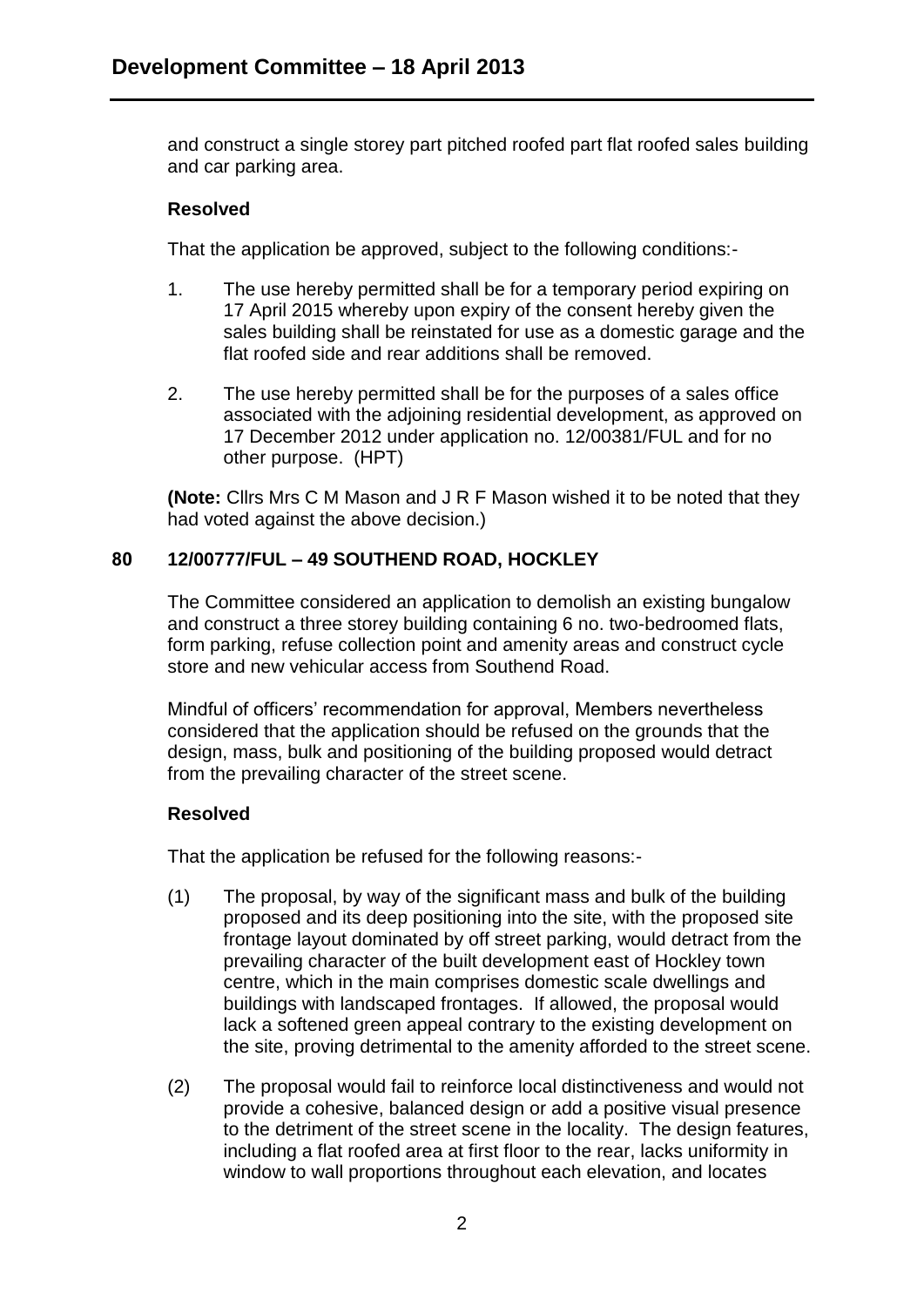and construct a single storey part pitched roofed part flat roofed sales building and car parking area.

**Resolved**

That the application be approved, subject to the following conditions:-

1. The use hereby permitted shall be for a temporary period expiring on 17 April 2015 whereby upon expiry of the consent hereby given the sales building shall be reinstated for use as a domestic garage and the flat roofed side and rear additions shall be removed.

2. The use hereby permitted shall be for the purposes of a sales office associated with the adjoining residential development, as approved on 17 December 2012 under application no. 12/00381/FUL and for no other purpose. (HPT)

**(Note:** Cllrs Mrs C M Mason and J R F Mason wished it to be noted that they had voted against the above decision.)

## 80 12/00777/FUL – 49 SOUTHEND ROAD, HOCKLEY

The Committee considered an application to demolish an existing bungalow and construct a three storey building containing 6 no. two-bedroomed flats, form parking, refuse collection point and amenity areas and construct cycle store and new vehicular access from Southend Road.

Mindful of officers' recommendation for approval, Members nevertheless considered that the application should be refused on the grounds that the design, mass, bulk and positioning of the building proposed would detract from the prevailing character of the street scene.

**Resolved**

That the application be refused for the following reasons:-

(1) The proposal, by way of the significant mass and bulk of the building proposed and its deep positioning into the site, with the proposed site frontage layout dominated by off street parking, would detract from the prevailing character of the built development east of Hockley town centre, which in the main comprises domestic scale dwellings and buildings with landscaped frontages. If allowed, the proposal would lack a softened green appeal contrary to the existing development on the site, proving detrimental to the amenity afforded to the street scene.

(2) The proposal would fail to reinforce local distinctiveness and would not provide a cohesive, balanced design or add a positive visual presence to the detriment of the street scene in the locality. The design features, including a flat roofed area at first floor to the rear, lacks uniformity in window to wall proportions throughout each elevation, and locates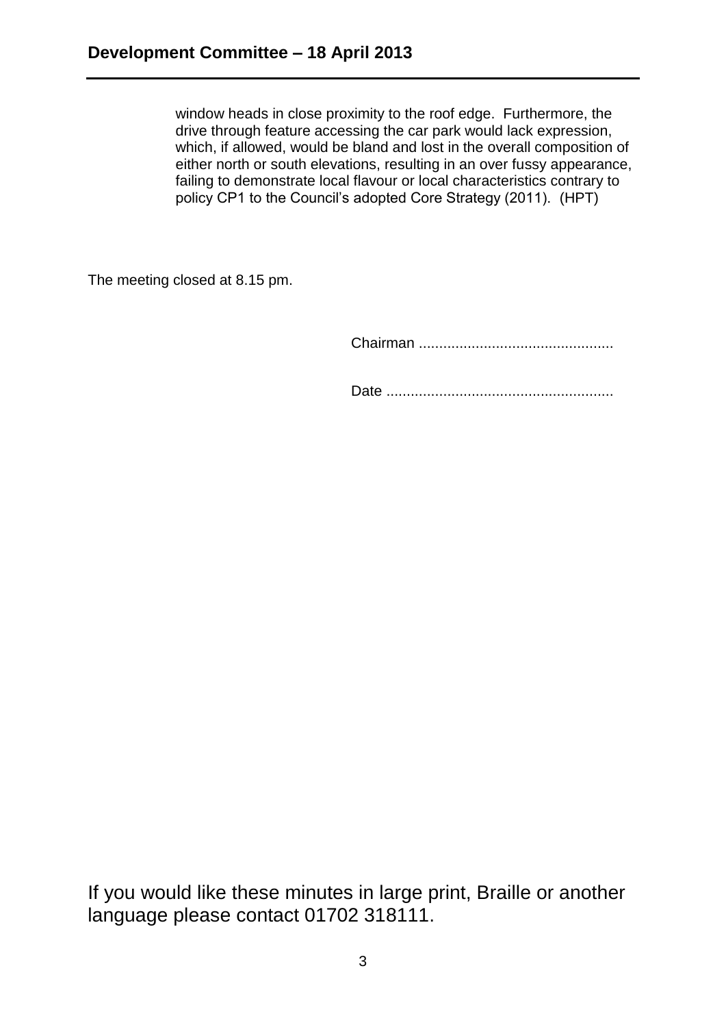window heads in close proximity to the roof edge. Furthermore, the drive through feature accessing the car park would lack expression, which, if allowed, would be bland and lost in the overall composition of either north or south elevations, resulting in an over fussy appearance, failing to demonstrate local flavour or local characteristics contrary to policy CP1 to the Council's adopted Core Strategy (2011). (HPT)

The meeting closed at 8.15 pm.

Chairman ...............................................

Date .......................................................

If you would like these minutes in large print, Braille or another language please contact 01702 318111.